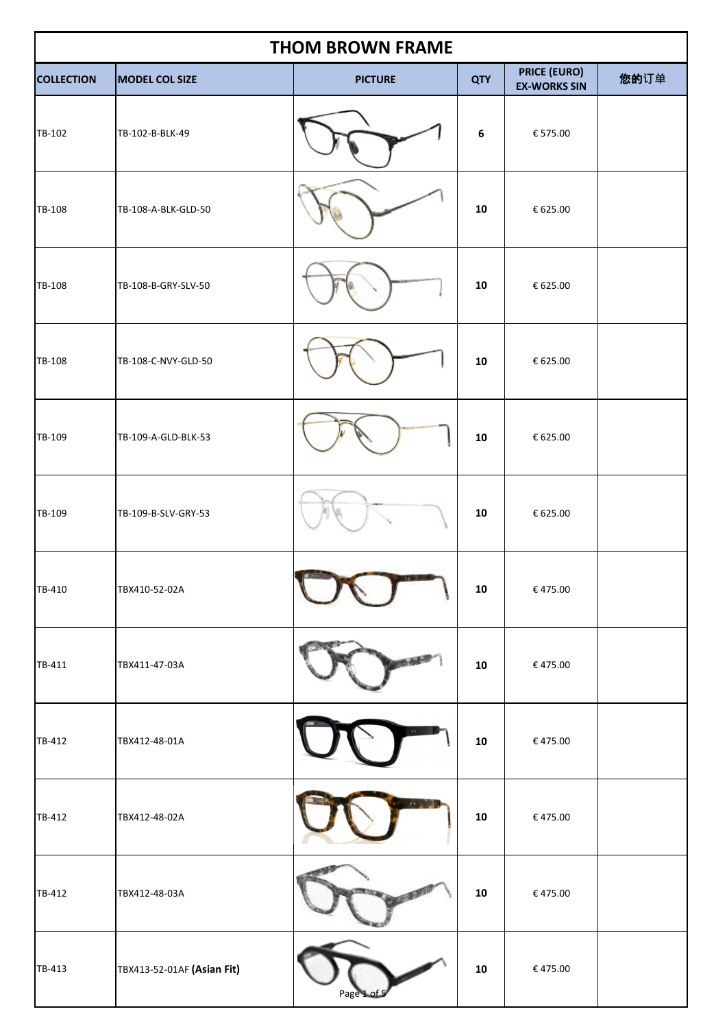# THOM BROWN FRAME

| COLLECTION | MODEL COL SIZE | PICTURE | QTY | PRICE (EURO) EX-WORKS SIN | 您的订单 |
|---|---|---|---|---|---|
| TB-102 | TB-102-B-BLK-49 | | 6 | € 575.00 | |
| TB-108 | TB-108-A-BLK-GLD-50 | | 10 | € 625.00 | |
| TB-108 | TB-108-B-GRY-SLV-50 | | 10 | € 625.00 | |
| TB-108 | TB-108-C-NVY-GLD-50 | | 10 | € 625.00 | |
| TB-109 | TB-109-A-GLD-BLK-53 | | 10 | € 625.00 | |
| TB-109 | TB-109-B-SLV-GRY-53 | | 10 | € 625.00 | |
| TB-410 | TBX410-52-02A | | 10 | € 475.00 | |
| TB-411 | TBX411-47-03A | | 10 | € 475.00 | |
| TB-412 | TBX412-48-01A | | 10 | € 475.00 | |
| TB-412 | TBX412-48-02A | | 10 | € 475.00 | |
| TB-412 | TBX412-48-03A | | 10 | € 475.00 | |
| TB-413 | TBX413-52-01AF **(Asian Fit)** | | 10 | € 475.00 | |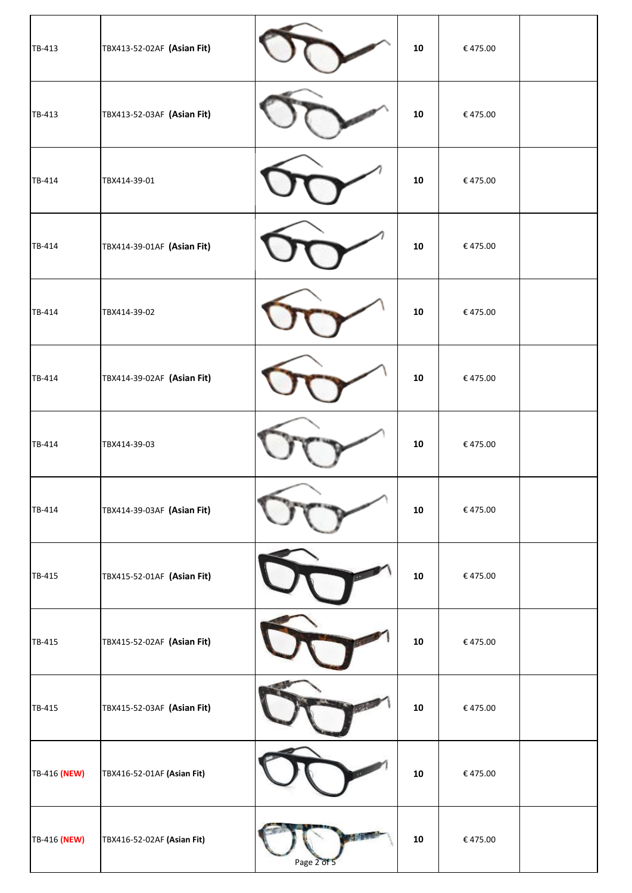| | | | | | |
|---|---|---|---|---|---|
| TB-413 | TBX413-52-02AF **(Asian Fit)** | | **10** | € 475.00 | |
| TB-413 | TBX413-52-03AF **(Asian Fit)** | | **10** | € 475.00 | |
| TB-414 | TBX414-39-01 | | **10** | € 475.00 | |
| TB-414 | TBX414-39-01AF **(Asian Fit)** | | **10** | € 475.00 | |
| TB-414 | TBX414-39-02 | | **10** | € 475.00 | |
| TB-414 | TBX414-39-02AF **(Asian Fit)** | | **10** | € 475.00 | |
| TB-414 | TBX414-39-03 | | **10** | € 475.00 | |
| TB-414 | TBX414-39-03AF **(Asian Fit)** | | **10** | € 475.00 | |
| TB-415 | TBX415-52-01AF **(Asian Fit)** | | **10** | € 475.00 | |
| TB-415 | TBX415-52-02AF **(Asian Fit)** | | **10** | € 475.00 | |
| TB-415 | TBX415-52-03AF **(Asian Fit)** | | **10** | € 475.00 | |
| TB-416 **(NEW)** | TBX416-52-01AF **(Asian Fit)** | | **10** | € 475.00 | |
| TB-416 **(NEW)** | TBX416-52-02AF **(Asian Fit)** | | **10** | € 475.00 | |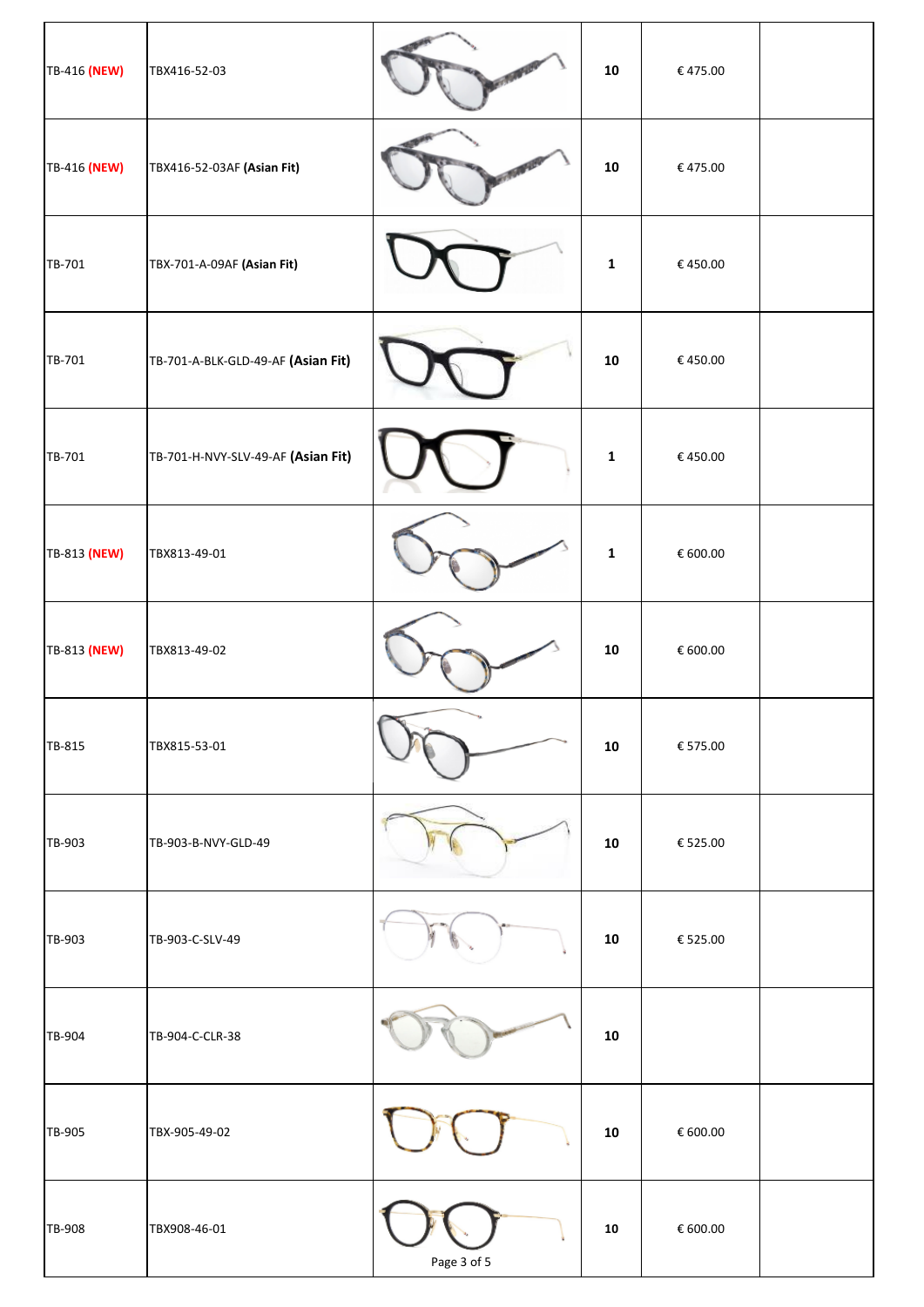| | | | | | |
|---|---|---|---|---|---|
| TB-416 **(NEW)** | TBX416-52-03 | | **10** | € 475.00 | |
| TB-416 **(NEW)** | TBX416-52-03AF **(Asian Fit)** | | **10** | € 475.00 | |
| TB-701 | TBX-701-A-09AF **(Asian Fit)** | | **1** | € 450.00 | |
| TB-701 | TB-701-A-BLK-GLD-49-AF **(Asian Fit)** | | **10** | € 450.00 | |
| TB-701 | TB-701-H-NVY-SLV-49-AF **(Asian Fit)** | | **1** | € 450.00 | |
| TB-813 **(NEW)** | TBX813-49-01 | | **1** | € 600.00 | |
| TB-813 **(NEW)** | TBX813-49-02 | | **10** | € 600.00 | |
| TB-815 | TBX815-53-01 | | **10** | € 575.00 | |
| TB-903 | TB-903-B-NVY-GLD-49 | | **10** | € 525.00 | |
| TB-903 | TB-903-C-SLV-49 | | **10** | € 525.00 | |
| TB-904 | TB-904-C-CLR-38 | | **10** | | |
| TB-905 | TBX-905-49-02 | | **10** | € 600.00 | |
| TB-908 | TBX908-46-01 | | **10** | € 600.00 | |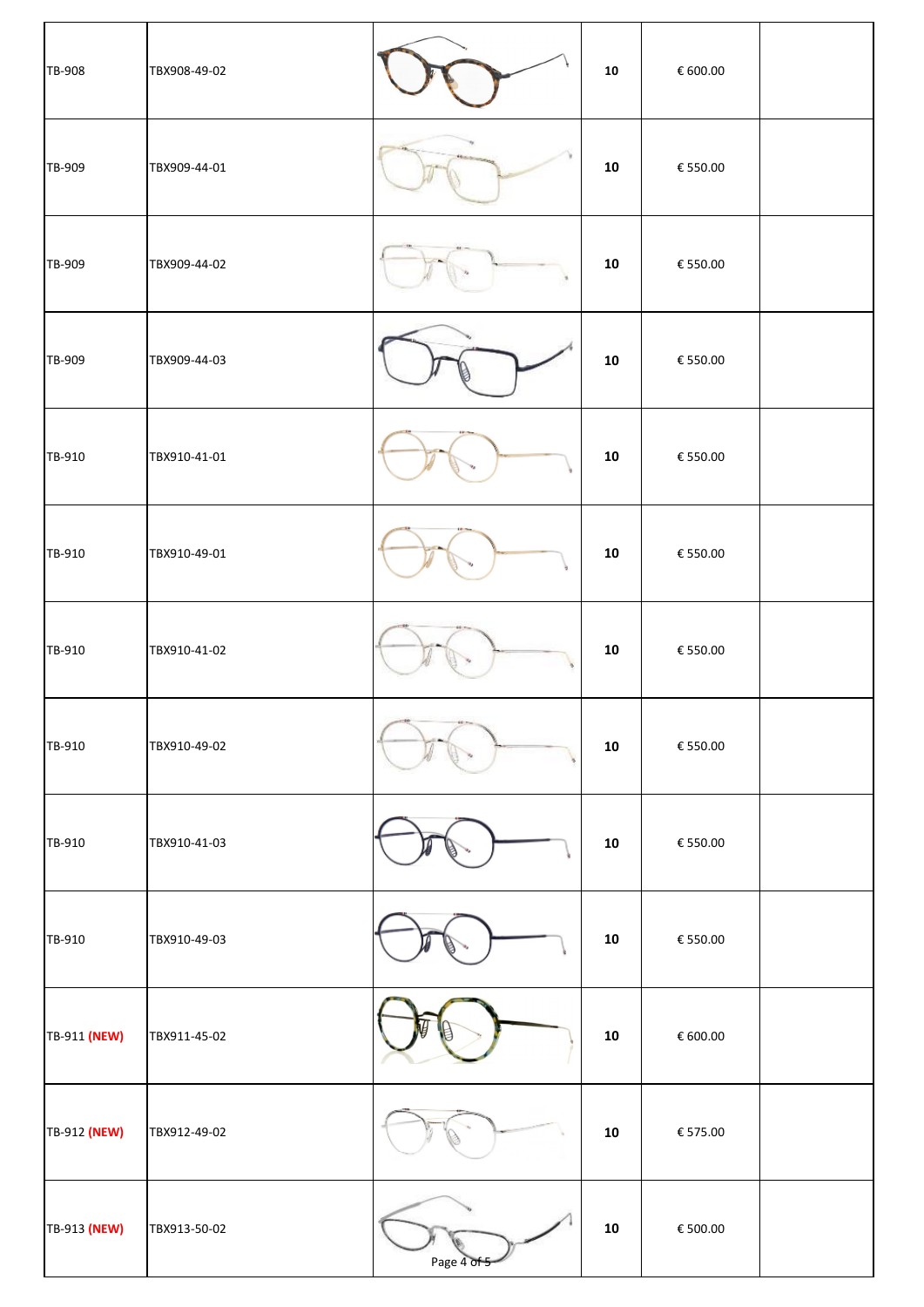| | | | | | |
|---|---|---|---|---|---|
| TB-908 | TBX908-49-02 | | **10** | € 600.00 | |
| TB-909 | TBX909-44-01 | | **10** | € 550.00 | |
| TB-909 | TBX909-44-02 | | **10** | € 550.00 | |
| TB-909 | TBX909-44-03 | | **10** | € 550.00 | |
| TB-910 | TBX910-41-01 | | **10** | € 550.00 | |
| TB-910 | TBX910-49-01 | | **10** | € 550.00 | |
| TB-910 | TBX910-41-02 | | **10** | € 550.00 | |
| TB-910 | TBX910-49-02 | | **10** | € 550.00 | |
| TB-910 | TBX910-41-03 | | **10** | € 550.00 | |
| TB-910 | TBX910-49-03 | | **10** | € 550.00 | |
| TB-911 **(NEW)** | TBX911-45-02 | | **10** | € 600.00 | |
| TB-912 **(NEW)** | TBX912-49-02 | | **10** | € 575.00 | |
| TB-913 **(NEW)** | TBX913-50-02 | | **10** | € 500.00 | |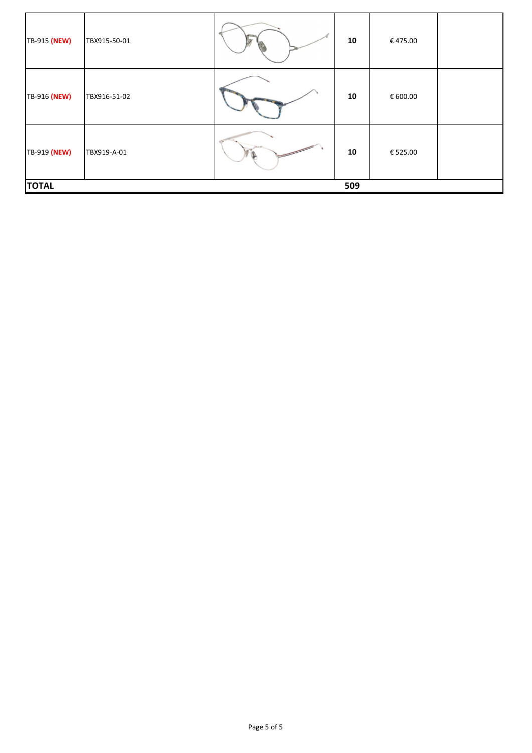| | | | | | |
|---|---|---|---|---|---|
| TB-915 **(NEW)** | TBX915-50-01 | | **10** | € 475.00 | |
| TB-916 **(NEW)** | TBX916-51-02 | | **10** | € 600.00 | |
| TB-919 **(NEW)** | TBX919-A-01 | | **10** | € 525.00 | |
| **TOTAL** | | | **509** | | |